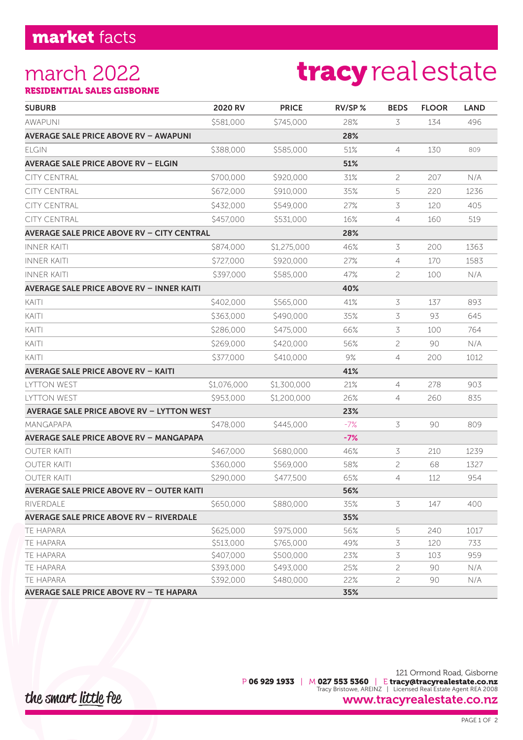# market facts

## march 2022

**RESIDENTIAL SALES GISBORNE**

**tracy** real estate

| SUBURB | 2020 RV | PRICE | RV/SP % | BEDS | FLOOR | LAND |
|---|---|---|---|---|---|---|
| AWAPUNI | $581,000 | $745,000 | 28% | 3 | 134 | 496 |
| **AVERAGE SALE PRICE ABOVE RV – AWAPUNI** | | | **28%** | | | |
| ELGIN | $388,000 | $585,000 | 51% | 4 | 130 | 809 |
| **AVERAGE SALE PRICE ABOVE RV – ELGIN** | | | **51%** | | | |
| CITY CENTRAL | $700,000 | $920,000 | 31% | 2 | 207 | N/A |
| CITY CENTRAL | $672,000 | $910,000 | 35% | 5 | 220 | 1236 |
| CITY CENTRAL | $432,000 | $549,000 | 27% | 3 | 120 | 405 |
| CITY CENTRAL | $457,000 | $531,000 | 16% | 4 | 160 | 519 |
| **AVERAGE SALE PRICE ABOVE RV – CITY CENTRAL** | | | **28%** | | | |
| INNER KAITI | $874,000 | $1,275,000 | 46% | 3 | 200 | 1363 |
| INNER KAITI | $727,000 | $920,000 | 27% | 4 | 170 | 1583 |
| INNER KAITI | $397,000 | $585,000 | 47% | 2 | 100 | N/A |
| **AVERAGE SALE PRICE ABOVE RV – INNER KAITI** | | | **40%** | | | |
| KAITI | $402,000 | $565,000 | 41% | 3 | 137 | 893 |
| KAITI | $363,000 | $490,000 | 35% | 3 | 93 | 645 |
| KAITI | $286,000 | $475,000 | 66% | 3 | 100 | 764 |
| KAITI | $269,000 | $420,000 | 56% | 2 | 90 | N/A |
| KAITI | $377,000 | $410,000 | 9% | 4 | 200 | 1012 |
| **AVERAGE SALE PRICE ABOVE RV – KAITI** | | | **41%** | | | |
| LYTTON WEST | $1,076,000 | $1,300,000 | 21% | 4 | 278 | 903 |
| LYTTON WEST | $953,000 | $1,200,000 | 26% | 4 | 260 | 835 |
| **AVERAGE SALE PRICE ABOVE RV – LYTTON WEST** | | | **23%** | | | |
| MANGAPAPA | $478,000 | $445,000 | -7% | 3 | 90 | 809 |
| **AVERAGE SALE PRICE ABOVE RV – MANGAPAPA** | | | **-7%** | | | |
| OUTER KAITI | $467,000 | $680,000 | 46% | 3 | 210 | 1239 |
| OUTER KAITI | $360,000 | $569,000 | 58% | 2 | 68 | 1327 |
| OUTER KAITI | $290,000 | $477,500 | 65% | 4 | 112 | 954 |
| **AVERAGE SALE PRICE ABOVE RV – OUTER KAITI** | | | **56%** | | | |
| RIVERDALE | $650,000 | $880,000 | 35% | 3 | 147 | 400 |
| **AVERAGE SALE PRICE ABOVE RV – RIVERDALE** | | | **35%** | | | |
| TE HAPARA | $625,000 | $975,000 | 56% | 5 | 240 | 1017 |
| TE HAPARA | $513,000 | $765,000 | 49% | 3 | 120 | 733 |
| TE HAPARA | $407,000 | $500,000 | 23% | 3 | 103 | 959 |
| TE HAPARA | $393,000 | $493,000 | 25% | 2 | 90 | N/A |
| TE HAPARA | $392,000 | $480,000 | 22% | 2 | 90 | N/A |
| **AVERAGE SALE PRICE ABOVE RV – TE HAPARA** | | | **35%** | | | |

*the smart little fee*

121 Ormond Road, Gisborne
P **06 929 1933** | M **027 553 5360** | E **tracy@tracyrealestate.co.nz**
Tracy Bristowe, AREINZ | Licensed Real Estate Agent REA 2008
**www.tracyrealestate.co.nz**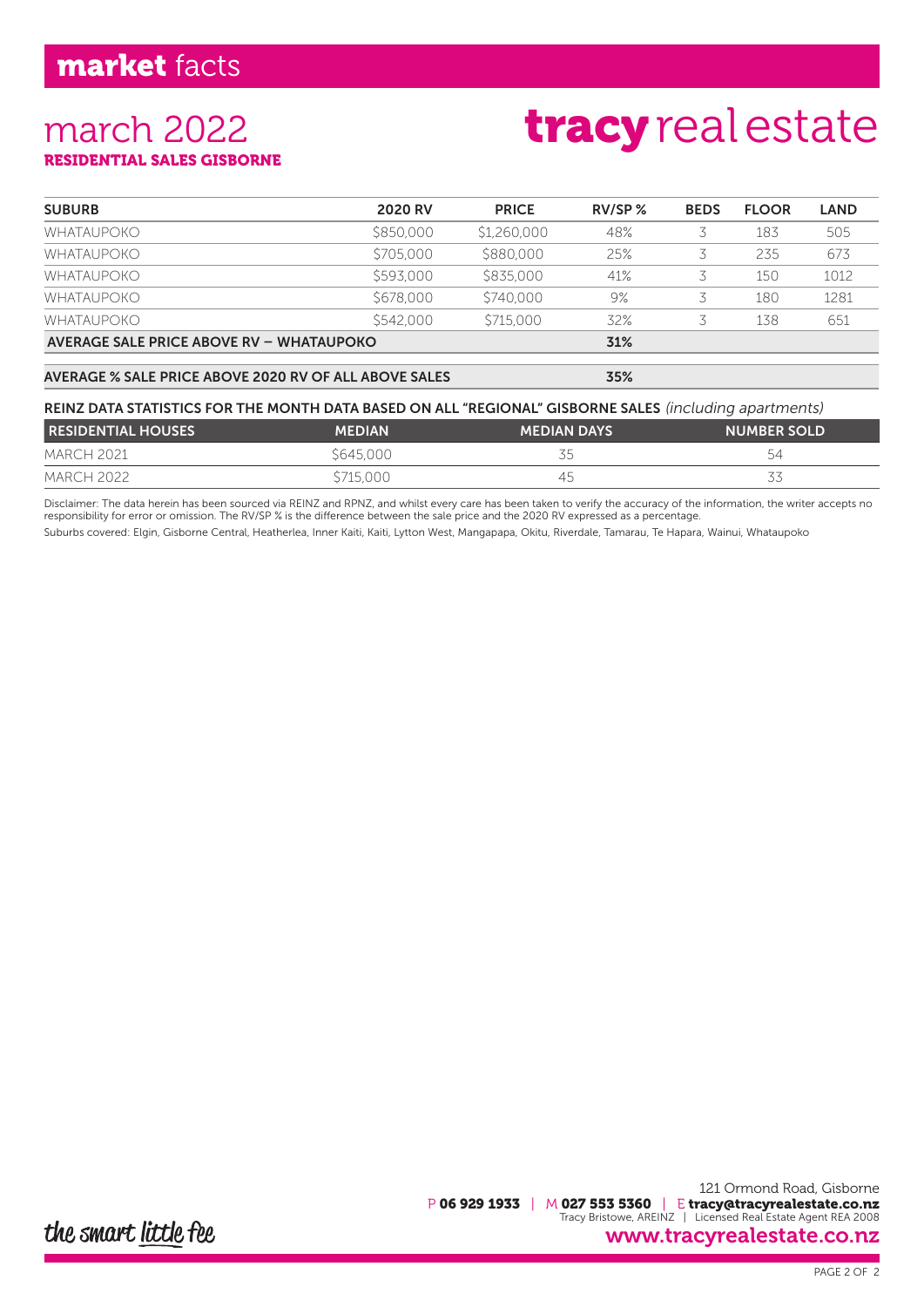## **market** facts

# march 2022

**RESIDENTIAL SALES GISBORNE**

# **tracy** real estate

| SUBURB | 2020 RV | PRICE | RV/SP % | BEDS | FLOOR | LAND |
|---|---|---|---|---|---|---|
| WHATAUPOKO | $850,000 | $1,260,000 | 48% | 3 | 183 | 505 |
| WHATAUPOKO | $705,000 | $880,000 | 25% | 3 | 235 | 673 |
| WHATAUPOKO | $593,000 | $835,000 | 41% | 3 | 150 | 1012 |
| WHATAUPOKO | $678,000 | $740,000 | 9% | 3 | 180 | 1281 |
| WHATAUPOKO | $542,000 | $715,000 | 32% | 3 | 138 | 651 |
| **AVERAGE SALE PRICE ABOVE RV – WHATAUPOKO** | | | **31%** | | | |
| **AVERAGE % SALE PRICE ABOVE 2020 RV OF ALL ABOVE SALES** | | | **35%** | | | |

**REINZ DATA STATISTICS FOR THE MONTH DATA BASED ON ALL "REGIONAL" GISBORNE SALES** *(including apartments)*

| RESIDENTIAL HOUSES | MEDIAN | MEDIAN DAYS | NUMBER SOLD |
|---|---|---|---|
| MARCH 2021 | $645,000 | 35 | 54 |
| MARCH 2022 | $715,000 | 45 | 33 |

Disclaimer: The data herein has been sourced via REINZ and RPNZ, and whilst every care has been taken to verify the accuracy of the information, the writer accepts no responsibility for error or omission. The RV/SP % is the difference between the sale price and the 2020 RV expressed as a percentage.

Suburbs covered: Elgin, Gisborne Central, Heatherlea, Inner Kaiti, Kaiti, Lytton West, Mangapapa, Okitu, Riverdale, Tamarau, Te Hapara, Wainui, Whataupoko

the smart little fee

121 Ormond Road, Gisborne

P **06 929 1933** | M **027 553 5360** | E **tracy@tracyrealestate.co.nz**

Tracy Bristowe, AREINZ | Licensed Real Estate Agent REA 2008

**www.tracyrealestate.co.nz**